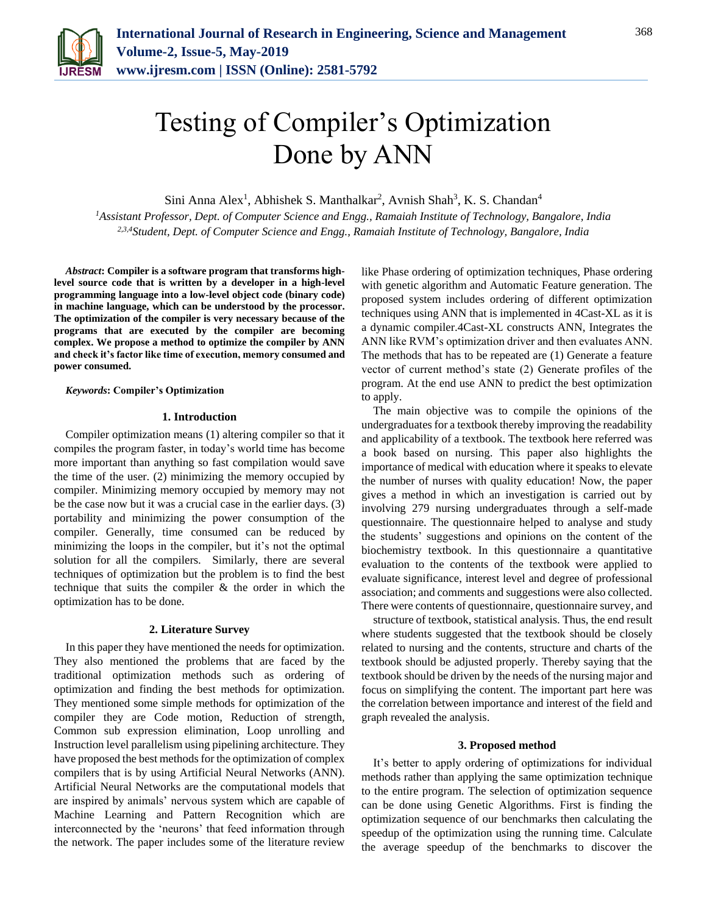# Testing of Compiler's Optimization Done by ANN

Sini Anna Alex[1], Abhishek S. Manthalkar[2], Avnish Shah[3], K. S. Chandan[4]

[1]*Assistant Professor, Dept. of Computer Science and Engg., Ramaiah Institute of Technology, Bangalore, India*
[2,3,4]*Student, Dept. of Computer Science and Engg., Ramaiah Institute of Technology, Bangalore, India*

***Abstract*: Compiler is a software program that transforms high-level source code that is written by a developer in a high-level programming language into a low-level object code (binary code) in machine language, which can be understood by the processor. The optimization of the compiler is very necessary because of the programs that are executed by the compiler are becoming complex. We propose a method to optimize the compiler by ANN and check it's factor like time of execution, memory consumed and power consumed.**

***Keywords*: Compiler's Optimization**

## 1. Introduction

Compiler optimization means (1) altering compiler so that it compiles the program faster, in today's world time has become more important than anything so fast compilation would save the time of the user. (2) minimizing the memory occupied by compiler. Minimizing memory occupied by memory may not be the case now but it was a crucial case in the earlier days. (3) portability and minimizing the power consumption of the compiler. Generally, time consumed can be reduced by minimizing the loops in the compiler, but it's not the optimal solution for all the compilers. Similarly, there are several techniques of optimization but the problem is to find the best technique that suits the compiler & the order in which the optimization has to be done.

## 2. Literature Survey

In this paper they have mentioned the needs for optimization. They also mentioned the problems that are faced by the traditional optimization methods such as ordering of optimization and finding the best methods for optimization. They mentioned some simple methods for optimization of the compiler they are Code motion, Reduction of strength, Common sub expression elimination, Loop unrolling and Instruction level parallelism using pipelining architecture. They have proposed the best methods for the optimization of complex compilers that is by using Artificial Neural Networks (ANN). Artificial Neural Networks are the computational models that are inspired by animals' nervous system which are capable of Machine Learning and Pattern Recognition which are interconnected by the 'neurons' that feed information through the network. The paper includes some of the literature review like Phase ordering of optimization techniques, Phase ordering with genetic algorithm and Automatic Feature generation. The proposed system includes ordering of different optimization techniques using ANN that is implemented in 4Cast-XL as it is a dynamic compiler.4Cast-XL constructs ANN, Integrates the ANN like RVM's optimization driver and then evaluates ANN. The methods that has to be repeated are (1) Generate a feature vector of current method's state (2) Generate profiles of the program. At the end use ANN to predict the best optimization to apply.

The main objective was to compile the opinions of the undergraduates for a textbook thereby improving the readability and applicability of a textbook. The textbook here referred was a book based on nursing. This paper also highlights the importance of medical with education where it speaks to elevate the number of nurses with quality education! Now, the paper gives a method in which an investigation is carried out by involving 279 nursing undergraduates through a self-made questionnaire. The questionnaire helped to analyse and study the students' suggestions and opinions on the content of the biochemistry textbook. In this questionnaire a quantitative evaluation to the contents of the textbook were applied to evaluate significance, interest level and degree of professional association; and comments and suggestions were also collected. There were contents of questionnaire, questionnaire survey, and structure of textbook, statistical analysis. Thus, the end result where students suggested that the textbook should be closely related to nursing and the contents, structure and charts of the textbook should be adjusted properly. Thereby saying that the textbook should be driven by the needs of the nursing major and focus on simplifying the content. The important part here was the correlation between importance and interest of the field and graph revealed the analysis.

## 3. Proposed method

It's better to apply ordering of optimizations for individual methods rather than applying the same optimization technique to the entire program. The selection of optimization sequence can be done using Genetic Algorithms. First is finding the optimization sequence of our benchmarks then calculating the speedup of the optimization using the running time. Calculate the average speedup of the benchmarks to discover the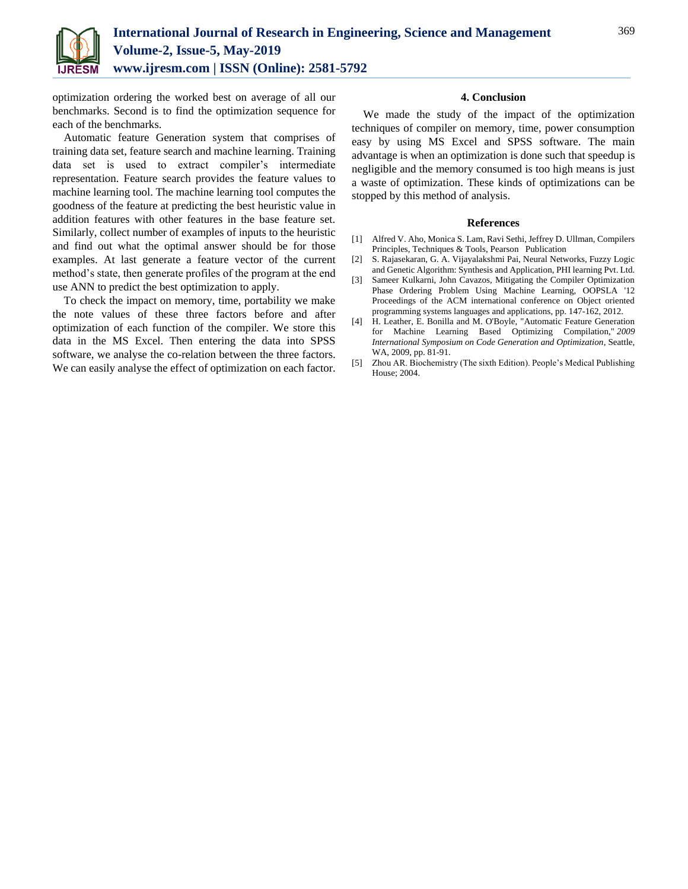optimization ordering the worked best on average of all our benchmarks. Second is to find the optimization sequence for each of the benchmarks.

Automatic feature Generation system that comprises of training data set, feature search and machine learning. Training data set is used to extract compiler's intermediate representation. Feature search provides the feature values to machine learning tool. The machine learning tool computes the goodness of the feature at predicting the best heuristic value in addition features with other features in the base feature set. Similarly, collect number of examples of inputs to the heuristic and find out what the optimal answer should be for those examples. At last generate a feature vector of the current method's state, then generate profiles of the program at the end use ANN to predict the best optimization to apply.

To check the impact on memory, time, portability we make the note values of these three factors before and after optimization of each function of the compiler. We store this data in the MS Excel. Then entering the data into SPSS software, we analyse the co-relation between the three factors. We can easily analyse the effect of optimization on each factor.

## 4. Conclusion

We made the study of the impact of the optimization techniques of compiler on memory, time, power consumption easy by using MS Excel and SPSS software. The main advantage is when an optimization is done such that speedup is negligible and the memory consumed is too high means is just a waste of optimization. These kinds of optimizations can be stopped by this method of analysis.

## References

[1] Alfred V. Aho, Monica S. Lam, Ravi Sethi, Jeffrey D. Ullman, Compilers Principles, Techniques & Tools, Pearson Publication

[2] S. Rajasekaran, G. A. Vijayalakshmi Pai, Neural Networks, Fuzzy Logic and Genetic Algorithm: Synthesis and Application, PHI learning Pvt. Ltd.

[3] Sameer Kulkarni, John Cavazos, Mitigating the Compiler Optimization Phase Ordering Problem Using Machine Learning, OOPSLA '12 Proceedings of the ACM international conference on Object oriented programming systems languages and applications, pp. 147-162, 2012.

[4] H. Leather, E. Bonilla and M. O'Boyle, "Automatic Feature Generation for Machine Learning Based Optimizing Compilation," *2009 International Symposium on Code Generation and Optimization*, Seattle, WA, 2009, pp. 81-91.

[5] Zhou AR. Biochemistry (The sixth Edition). People's Medical Publishing House; 2004.